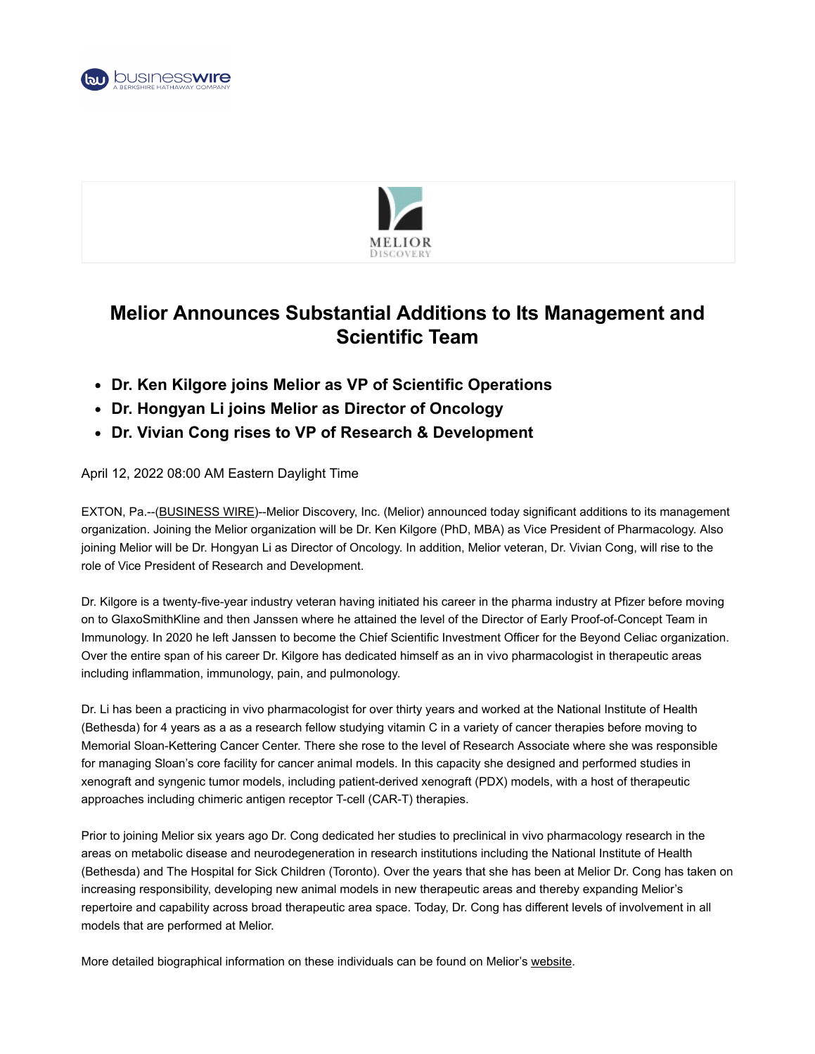# Melior Announces Substantial Additions to Its Management and Scientific Team

- **Dr. Ken Kilgore joins Melior as VP of Scientific Operations**
- **Dr. Hongyan Li joins Melior as Director of Oncology**
- **Dr. Vivian Cong rises to VP of Research & Development**

April 12, 2022 08:00 AM Eastern Daylight Time

EXTON, Pa.--(BUSINESS WIRE)--Melior Discovery, Inc. (Melior) announced today significant additions to its management organization. Joining the Melior organization will be Dr. Ken Kilgore (PhD, MBA) as Vice President of Pharmacology. Also joining Melior will be Dr. Hongyan Li as Director of Oncology. In addition, Melior veteran, Dr. Vivian Cong, will rise to the role of Vice President of Research and Development.

Dr. Kilgore is a twenty-five-year industry veteran having initiated his career in the pharma industry at Pfizer before moving on to GlaxoSmithKline and then Janssen where he attained the level of the Director of Early Proof-of-Concept Team in Immunology. In 2020 he left Janssen to become the Chief Scientific Investment Officer for the Beyond Celiac organization. Over the entire span of his career Dr. Kilgore has dedicated himself as an in vivo pharmacologist in therapeutic areas including inflammation, immunology, pain, and pulmonology.

Dr. Li has been a practicing in vivo pharmacologist for over thirty years and worked at the National Institute of Health (Bethesda) for 4 years as a as a research fellow studying vitamin C in a variety of cancer therapies before moving to Memorial Sloan-Kettering Cancer Center. There she rose to the level of Research Associate where she was responsible for managing Sloan's core facility for cancer animal models. In this capacity she designed and performed studies in xenograft and syngenic tumor models, including patient-derived xenograft (PDX) models, with a host of therapeutic approaches including chimeric antigen receptor T-cell (CAR-T) therapies.

Prior to joining Melior six years ago Dr. Cong dedicated her studies to preclinical in vivo pharmacology research in the areas on metabolic disease and neurodegeneration in research institutions including the National Institute of Health (Bethesda) and The Hospital for Sick Children (Toronto). Over the years that she has been at Melior Dr. Cong has taken on increasing responsibility, developing new animal models in new therapeutic areas and thereby expanding Melior's repertoire and capability across broad therapeutic area space. Today, Dr. Cong has different levels of involvement in all models that are performed at Melior.

More detailed biographical information on these individuals can be found on Melior's website.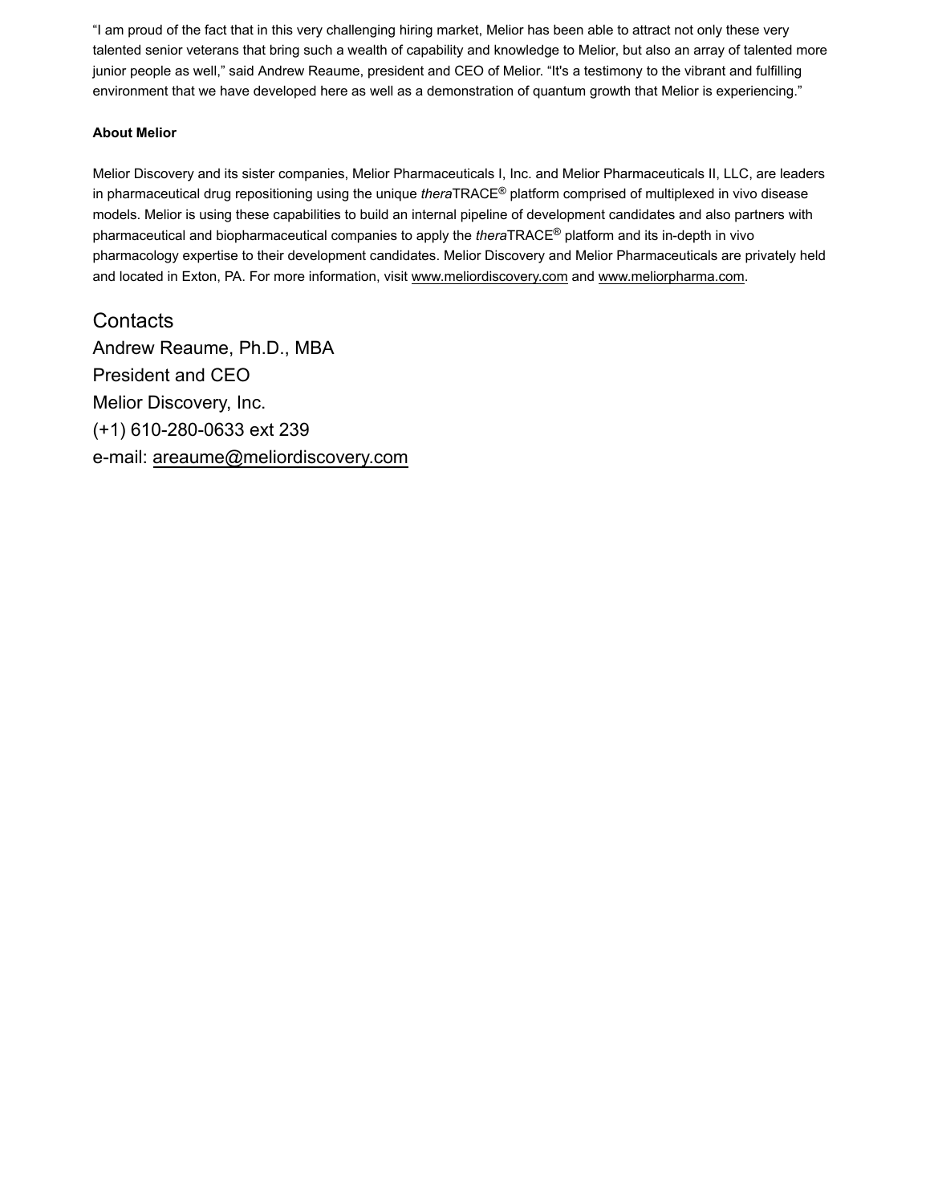"I am proud of the fact that in this very challenging hiring market, Melior has been able to attract not only these very talented senior veterans that bring such a wealth of capability and knowledge to Melior, but also an array of talented more junior people as well," said Andrew Reaume, president and CEO of Melior. "It's a testimony to the vibrant and fulfilling environment that we have developed here as well as a demonstration of quantum growth that Melior is experiencing."

**About Melior**

Melior Discovery and its sister companies, Melior Pharmaceuticals I, Inc. and Melior Pharmaceuticals II, LLC, are leaders in pharmaceutical drug repositioning using the unique *thera*TRACE® platform comprised of multiplexed in vivo disease models. Melior is using these capabilities to build an internal pipeline of development candidates and also partners with pharmaceutical and biopharmaceutical companies to apply the *thera*TRACE® platform and its in-depth in vivo pharmacology expertise to their development candidates. Melior Discovery and Melior Pharmaceuticals are privately held and located in Exton, PA. For more information, visit www.meliordiscovery.com and www.meliorpharma.com.

## Contacts

Andrew Reaume, Ph.D., MBA
President and CEO
Melior Discovery, Inc.
(+1) 610-280-0633 ext 239
e-mail: areaume@meliordiscovery.com